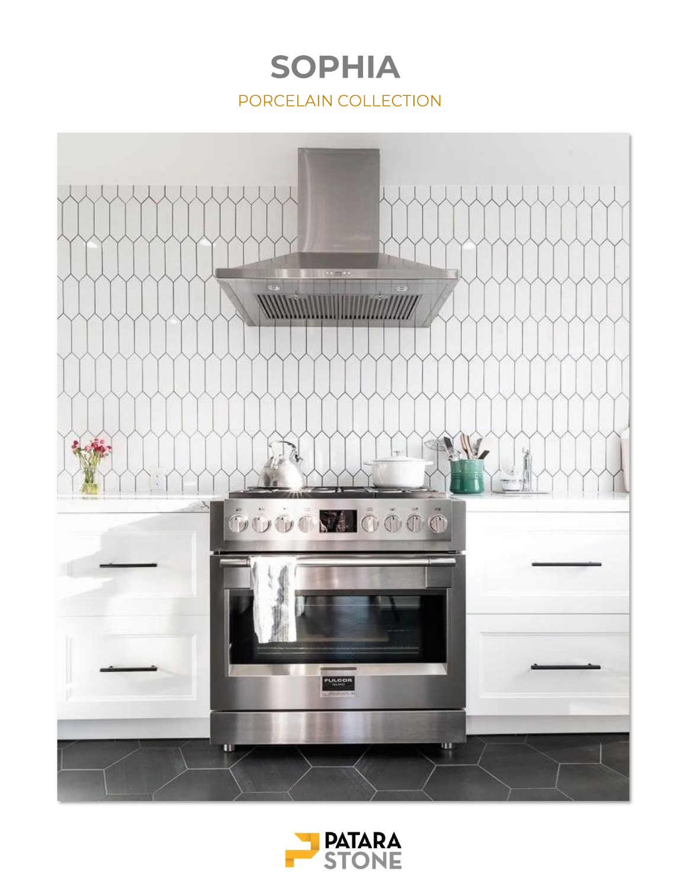# SOPHIA

PORCELAIN COLLECTION

PATARA STONE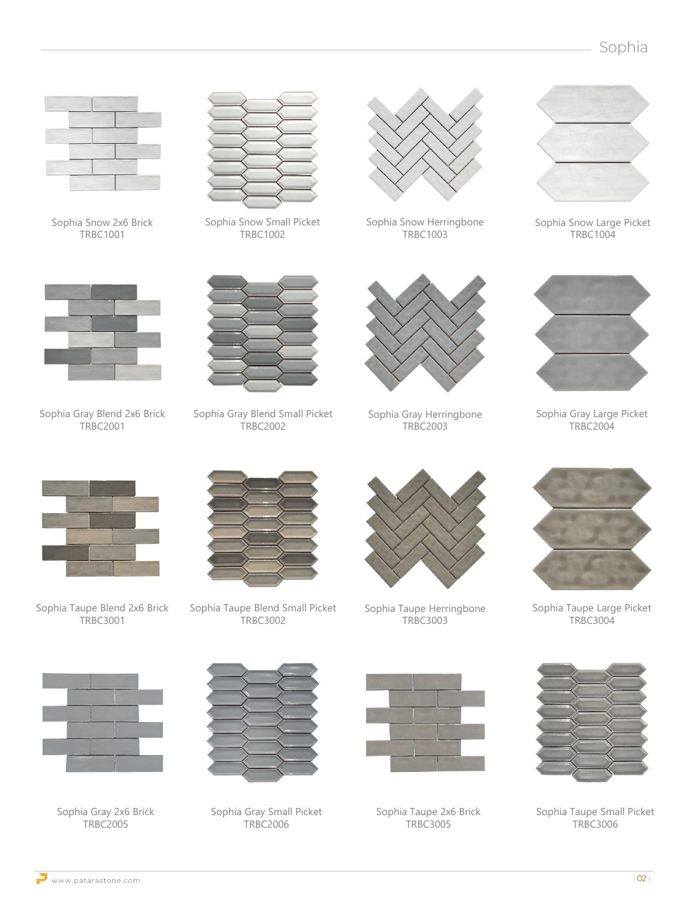# Sophia

Sophia Snow 2x6 Brick
TRBC1001

Sophia Snow Small Picket
TRBC1002

Sophia Snow Herringbone
TRBC1003

Sophia Snow Large Picket
TRBC1004

Sophia Gray Blend 2x6 Brick
TRBC2001

Sophia Gray Blend Small Picket
TRBC2002

Sophia Gray Herringbone
TRBC2003

Sophia Gray Large Picket
TRBC2004

Sophia Taupe Blend 2x6 Brick
TRBC3001

Sophia Taupe Blend Small Picket
TRBC3002

Sophia Taupe Herringbone
TRBC3003

Sophia Taupe Large Picket
TRBC3004

Sophia Gray 2x6 Brick
TRBC2005

Sophia Gray Small Picket
TRBC2006

Sophia Taupe 2x6 Brick
TRBC3005

Sophia Taupe Small Picket
TRBC3006

www.patarastone.com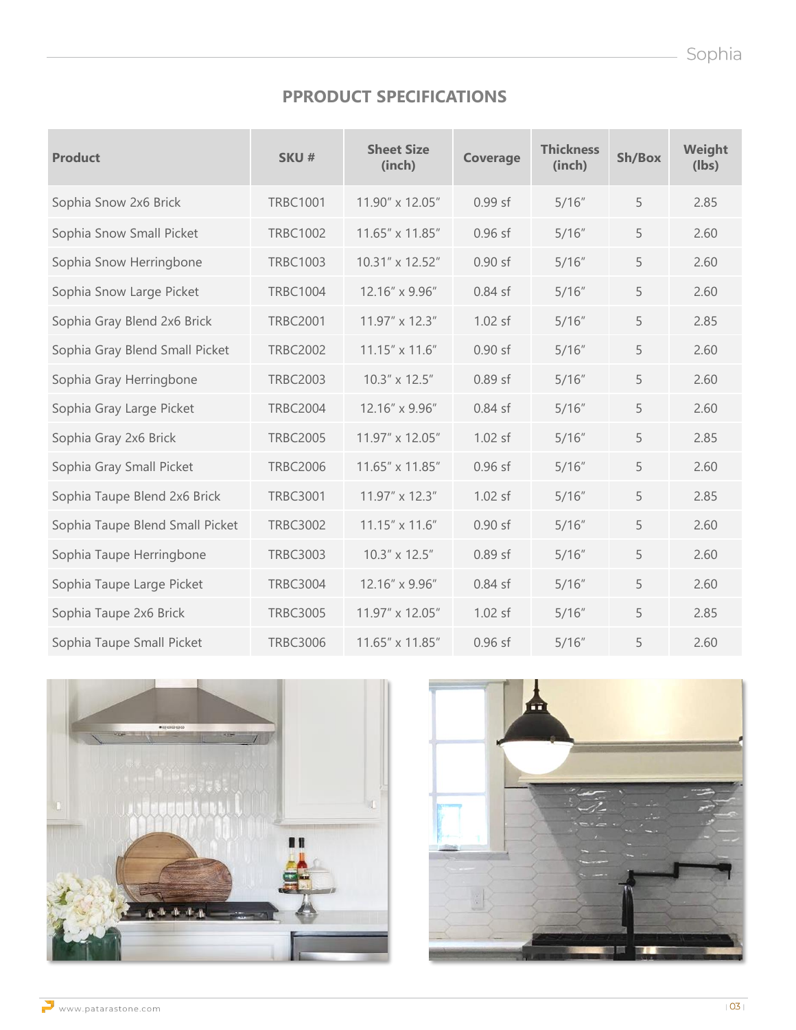## PPRODUCT SPECIFICATIONS

| Product | SKU # | Sheet Size (inch) | Coverage | Thickness (inch) | Sh/Box | Weight (lbs) |
|---|---|---|---|---|---|---|
| Sophia Snow 2x6 Brick | TRBC1001 | 11.90″ x 12.05″ | 0.99 sf | 5/16″ | 5 | 2.85 |
| Sophia Snow Small Picket | TRBC1002 | 11.65″ x 11.85″ | 0.96 sf | 5/16″ | 5 | 2.60 |
| Sophia Snow Herringbone | TRBC1003 | 10.31″ x 12.52″ | 0.90 sf | 5/16″ | 5 | 2.60 |
| Sophia Snow Large Picket | TRBC1004 | 12.16″ x 9.96″ | 0.84 sf | 5/16″ | 5 | 2.60 |
| Sophia Gray Blend 2x6 Brick | TRBC2001 | 11.97″ x 12.3″ | 1.02 sf | 5/16″ | 5 | 2.85 |
| Sophia Gray Blend Small Picket | TRBC2002 | 11.15″ x 11.6″ | 0.90 sf | 5/16″ | 5 | 2.60 |
| Sophia Gray Herringbone | TRBC2003 | 10.3″ x 12.5″ | 0.89 sf | 5/16″ | 5 | 2.60 |
| Sophia Gray Large Picket | TRBC2004 | 12.16″ x 9.96″ | 0.84 sf | 5/16″ | 5 | 2.60 |
| Sophia Gray 2x6 Brick | TRBC2005 | 11.97″ x 12.05″ | 1.02 sf | 5/16″ | 5 | 2.85 |
| Sophia Gray Small Picket | TRBC2006 | 11.65″ x 11.85″ | 0.96 sf | 5/16″ | 5 | 2.60 |
| Sophia Taupe Blend 2x6 Brick | TRBC3001 | 11.97″ x 12.3″ | 1.02 sf | 5/16″ | 5 | 2.85 |
| Sophia Taupe Blend Small Picket | TRBC3002 | 11.15″ x 11.6″ | 0.90 sf | 5/16″ | 5 | 2.60 |
| Sophia Taupe Herringbone | TRBC3003 | 10.3″ x 12.5″ | 0.89 sf | 5/16″ | 5 | 2.60 |
| Sophia Taupe Large Picket | TRBC3004 | 12.16″ x 9.96″ | 0.84 sf | 5/16″ | 5 | 2.60 |
| Sophia Taupe 2x6 Brick | TRBC3005 | 11.97″ x 12.05″ | 1.02 sf | 5/16″ | 5 | 2.85 |
| Sophia Taupe Small Picket | TRBC3006 | 11.65″ x 11.85″ | 0.96 sf | 5/16″ | 5 | 2.60 |